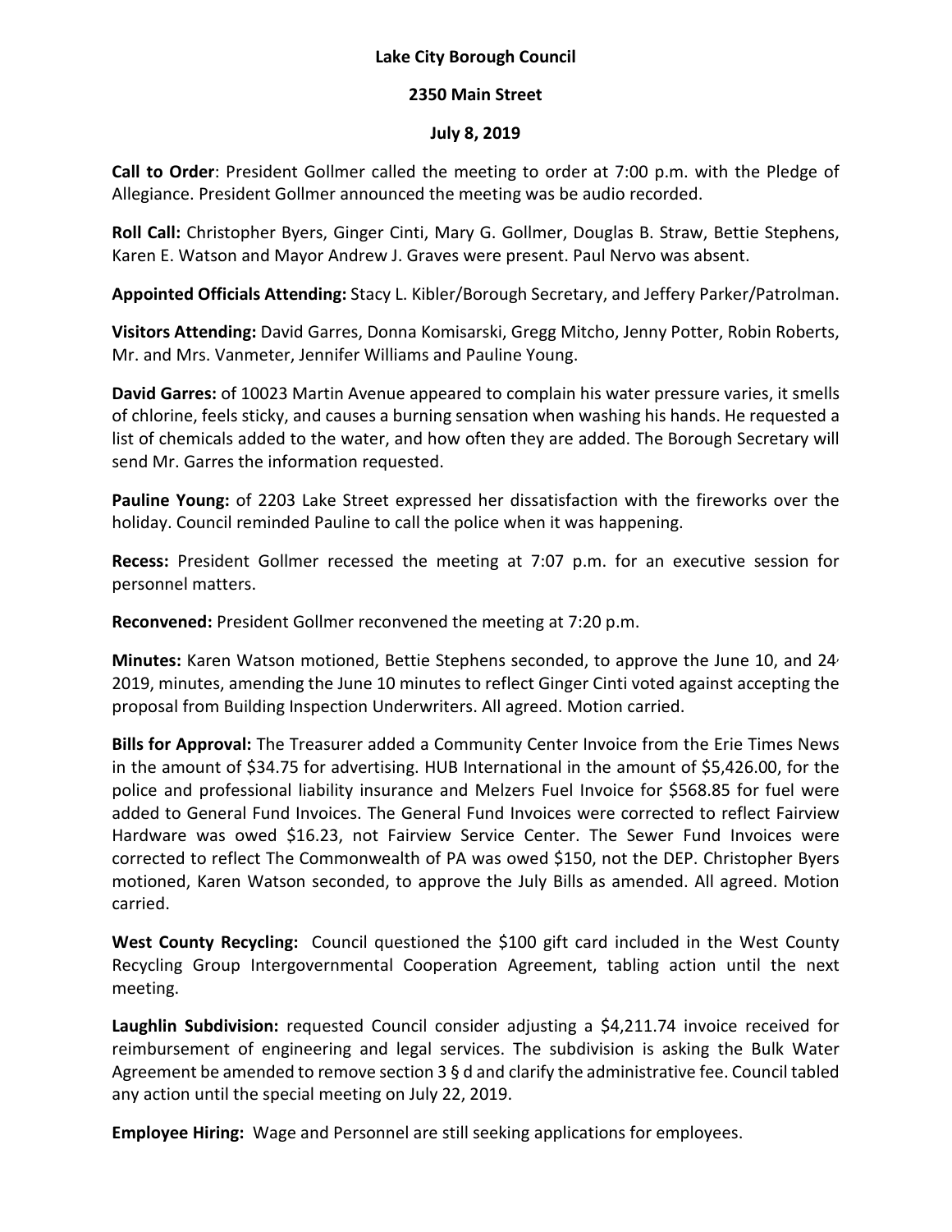**Lake City Borough Council**

**2350 Main Street**

**July 8, 2019**

**Call to Order**: President Gollmer called the meeting to order at 7:00 p.m. with the Pledge of Allegiance. President Gollmer announced the meeting was be audio recorded.

**Roll Call:** Christopher Byers, Ginger Cinti, Mary G. Gollmer, Douglas B. Straw, Bettie Stephens, Karen E. Watson and Mayor Andrew J. Graves were present. Paul Nervo was absent.

**Appointed Officials Attending:** Stacy L. Kibler/Borough Secretary, and Jeffery Parker/Patrolman.

**Visitors Attending:** David Garres, Donna Komisarski, Gregg Mitcho, Jenny Potter, Robin Roberts, Mr. and Mrs. Vanmeter, Jennifer Williams and Pauline Young.

**David Garres:** of 10023 Martin Avenue appeared to complain his water pressure varies, it smells of chlorine, feels sticky, and causes a burning sensation when washing his hands. He requested a list of chemicals added to the water, and how often they are added. The Borough Secretary will send Mr. Garres the information requested.

**Pauline Young:** of 2203 Lake Street expressed her dissatisfaction with the fireworks over the holiday. Council reminded Pauline to call the police when it was happening.

**Recess:** President Gollmer recessed the meeting at 7:07 p.m. for an executive session for personnel matters.

**Reconvened:** President Gollmer reconvened the meeting at 7:20 p.m.

**Minutes:** Karen Watson motioned, Bettie Stephens seconded, to approve the June 10, and 24, 2019, minutes, amending the June 10 minutes to reflect Ginger Cinti voted against accepting the proposal from Building Inspection Underwriters. All agreed. Motion carried.

**Bills for Approval:** The Treasurer added a Community Center Invoice from the Erie Times News in the amount of $34.75 for advertising. HUB International in the amount of $5,426.00, for the police and professional liability insurance and Melzers Fuel Invoice for $568.85 for fuel were added to General Fund Invoices. The General Fund Invoices were corrected to reflect Fairview Hardware was owed $16.23, not Fairview Service Center. The Sewer Fund Invoices were corrected to reflect The Commonwealth of PA was owed $150, not the DEP. Christopher Byers motioned, Karen Watson seconded, to approve the July Bills as amended. All agreed. Motion carried.

**West County Recycling:** Council questioned the $100 gift card included in the West County Recycling Group Intergovernmental Cooperation Agreement, tabling action until the next meeting.

**Laughlin Subdivision:** requested Council consider adjusting a $4,211.74 invoice received for reimbursement of engineering and legal services. The subdivision is asking the Bulk Water Agreement be amended to remove section 3 § d and clarify the administrative fee. Council tabled any action until the special meeting on July 22, 2019.

**Employee Hiring:** Wage and Personnel are still seeking applications for employees.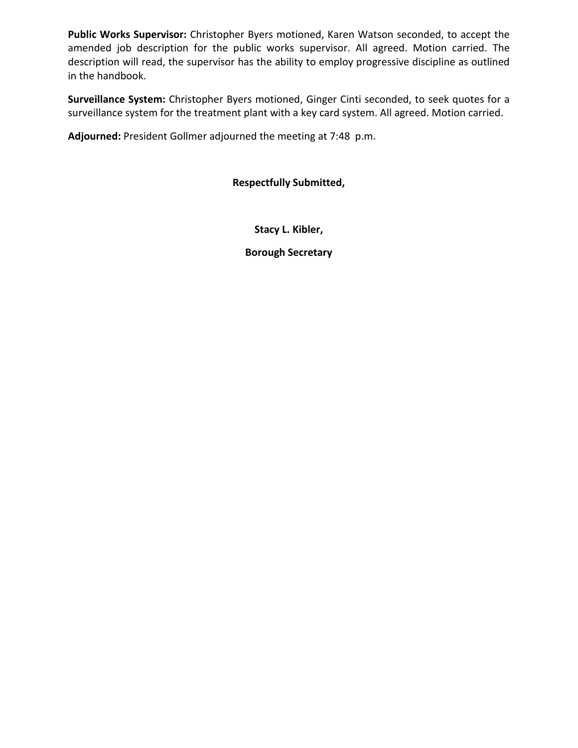**Public Works Supervisor:** Christopher Byers motioned, Karen Watson seconded, to accept the amended job description for the public works supervisor. All agreed. Motion carried. The description will read, the supervisor has the ability to employ progressive discipline as outlined in the handbook.

**Surveillance System:** Christopher Byers motioned, Ginger Cinti seconded, to seek quotes for a surveillance system for the treatment plant with a key card system. All agreed. Motion carried.

**Adjourned:** President Gollmer adjourned the meeting at 7:48 p.m.

**Respectfully Submitted,**

**Stacy L. Kibler,**

**Borough Secretary**